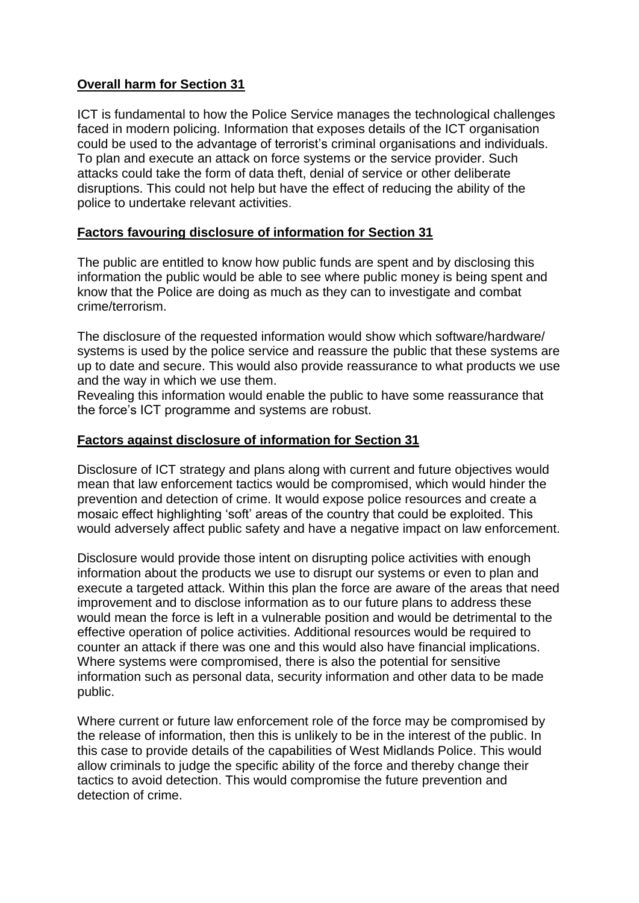**Overall harm for Section 31**

ICT is fundamental to how the Police Service manages the technological challenges faced in modern policing. Information that exposes details of the ICT organisation could be used to the advantage of terrorist's criminal organisations and individuals. To plan and execute an attack on force systems or the service provider. Such attacks could take the form of data theft, denial of service or other deliberate disruptions. This could not help but have the effect of reducing the ability of the police to undertake relevant activities.

**Factors favouring disclosure of information for Section 31**

The public are entitled to know how public funds are spent and by disclosing this information the public would be able to see where public money is being spent and know that the Police are doing as much as they can to investigate and combat crime/terrorism.

The disclosure of the requested information would show which software/hardware/ systems is used by the police service and reassure the public that these systems are up to date and secure. This would also provide reassurance to what products we use and the way in which we use them.
Revealing this information would enable the public to have some reassurance that the force's ICT programme and systems are robust.

**Factors against disclosure of information for Section 31**

Disclosure of ICT strategy and plans along with current and future objectives would mean that law enforcement tactics would be compromised, which would hinder the prevention and detection of crime. It would expose police resources and create a mosaic effect highlighting 'soft' areas of the country that could be exploited. This would adversely affect public safety and have a negative impact on law enforcement.

Disclosure would provide those intent on disrupting police activities with enough information about the products we use to disrupt our systems or even to plan and execute a targeted attack. Within this plan the force are aware of the areas that need improvement and to disclose information as to our future plans to address these would mean the force is left in a vulnerable position and would be detrimental to the effective operation of police activities. Additional resources would be required to counter an attack if there was one and this would also have financial implications. Where systems were compromised, there is also the potential for sensitive information such as personal data, security information and other data to be made public.

Where current or future law enforcement role of the force may be compromised by the release of information, then this is unlikely to be in the interest of the public. In this case to provide details of the capabilities of West Midlands Police. This would allow criminals to judge the specific ability of the force and thereby change their tactics to avoid detection. This would compromise the future prevention and detection of crime.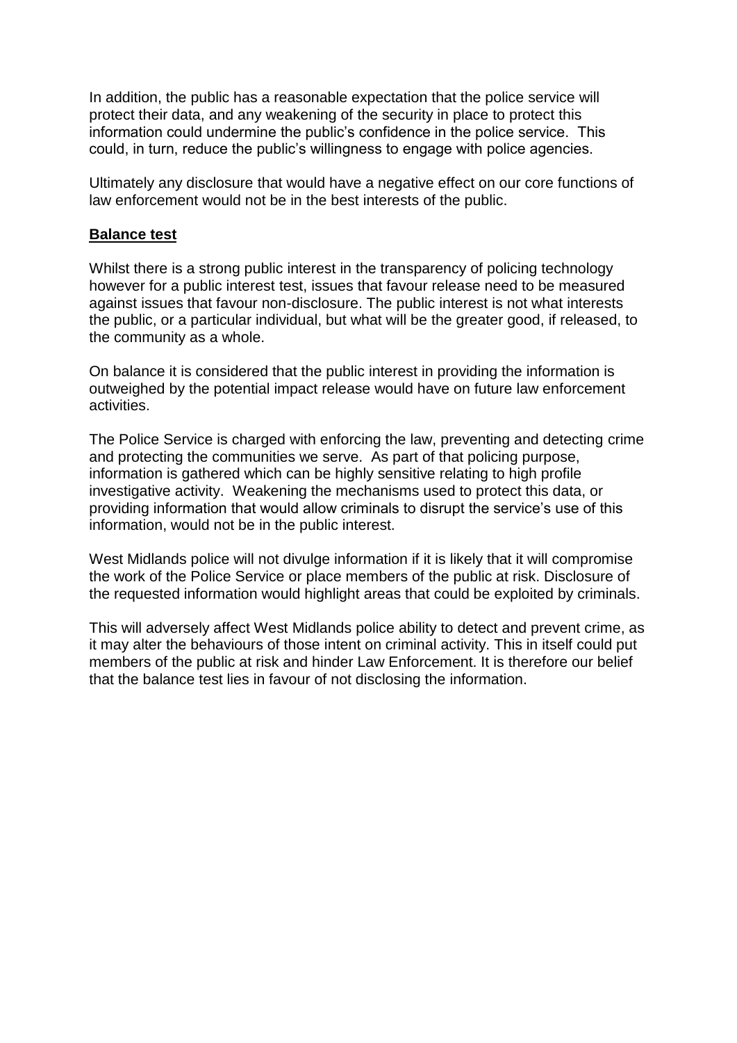In addition, the public has a reasonable expectation that the police service will protect their data, and any weakening of the security in place to protect this information could undermine the public's confidence in the police service. This could, in turn, reduce the public's willingness to engage with police agencies.

Ultimately any disclosure that would have a negative effect on our core functions of law enforcement would not be in the best interests of the public.

**Balance test**

Whilst there is a strong public interest in the transparency of policing technology however for a public interest test, issues that favour release need to be measured against issues that favour non-disclosure. The public interest is not what interests the public, or a particular individual, but what will be the greater good, if released, to the community as a whole.

On balance it is considered that the public interest in providing the information is outweighed by the potential impact release would have on future law enforcement activities.

The Police Service is charged with enforcing the law, preventing and detecting crime and protecting the communities we serve. As part of that policing purpose, information is gathered which can be highly sensitive relating to high profile investigative activity. Weakening the mechanisms used to protect this data, or providing information that would allow criminals to disrupt the service's use of this information, would not be in the public interest.

West Midlands police will not divulge information if it is likely that it will compromise the work of the Police Service or place members of the public at risk. Disclosure of the requested information would highlight areas that could be exploited by criminals.

This will adversely affect West Midlands police ability to detect and prevent crime, as it may alter the behaviours of those intent on criminal activity. This in itself could put members of the public at risk and hinder Law Enforcement. It is therefore our belief that the balance test lies in favour of not disclosing the information.